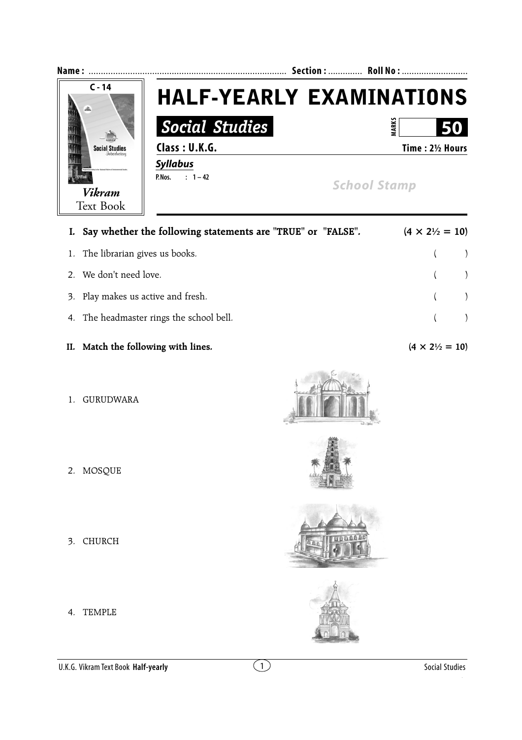**Name :** ............................................................................... **Section :** ............. **Roll No :** ..........................

C - 14

Social Studies Introductory

*Vikram*
Text Book

# HALF-YEARLY EXAMINATIONS

## *Social Studies*

MARKS **50**

**Class : U.K.G.** **Time : 2½ Hours**

***Syllabus***

**P.Nos. : 1 – 42**

*School Stamp*

**I. Say whether the following statements are "TRUE" or "FALSE".** **(4 × 2½ = 10)**

1. The librarian gives us books. (     )
2. We don't need love. (     )
3. Play makes us active and fresh. (     )
4. The headmaster rings the school bell. (     )

**II. Match the following with lines.** **(4 × 2½ = 10)**

1. GURUDWARA
2. MOSQUE
3. CHURCH
4. TEMPLE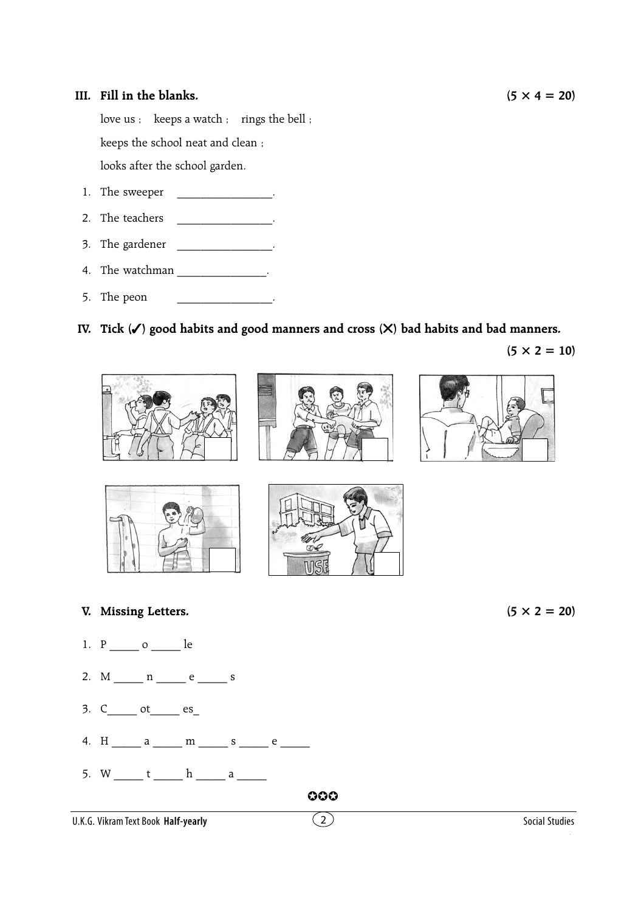**III. Fill in the blanks.** **(5 × 4 = 20)**

love us ; keeps a watch ; rings the bell ;

keeps the school neat and clean ;

looks after the school garden.

1. The sweeper ________________.
2. The teachers ________________.
3. The gardener ________________.
4. The watchman _______________.
5. The peon ________________.

**IV. Tick (✓) good habits and good manners and cross (✗) bad habits and bad manners.**

**(5 × 2 = 10)**

**V. Missing Letters.** **(5 × 2 = 20)**

1. P _____ o _____ le
2. M _____ n _____ e _____ s
3. C_____ ot_____ es_
4. H _____ a _____ m _____ s _____ e _____
5. W _____ t _____ h _____ a _____